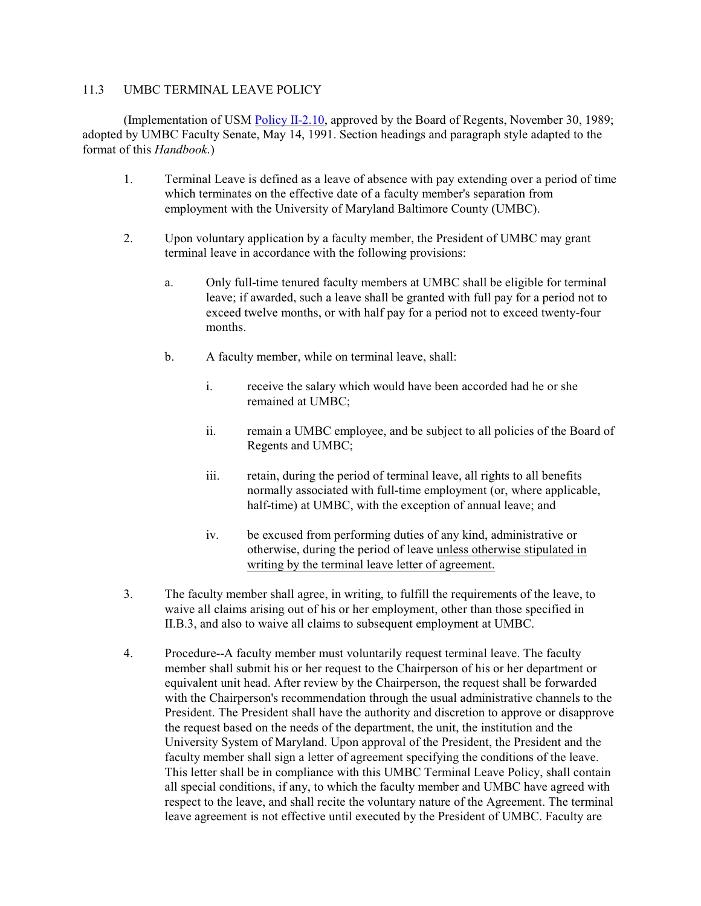## 11.3 UMBC TERMINAL LEAVE POLICY

(Implementation of USM Policy II-2.10, approved by the Board of Regents, November 30, 1989; adopted by UMBC Faculty Senate, May 14, 1991. Section headings and paragraph style adapted to the format of this *Handbook*.)

1. Terminal Leave is defined as a leave of absence with pay extending over a period of time which terminates on the effective date of a faculty member's separation from employment with the University of Maryland Baltimore County (UMBC).

2. Upon voluntary application by a faculty member, the President of UMBC may grant terminal leave in accordance with the following provisions:

   a. Only full-time tenured faculty members at UMBC shall be eligible for terminal leave; if awarded, such a leave shall be granted with full pay for a period not to exceed twelve months, or with half pay for a period not to exceed twenty-four months.

   b. A faculty member, while on terminal leave, shall:

      i. receive the salary which would have been accorded had he or she remained at UMBC;

      ii. remain a UMBC employee, and be subject to all policies of the Board of Regents and UMBC;

      iii. retain, during the period of terminal leave, all rights to all benefits normally associated with full-time employment (or, where applicable, half-time) at UMBC, with the exception of annual leave; and

      iv. be excused from performing duties of any kind, administrative or otherwise, during the period of leave <u>unless otherwise stipulated in writing by the terminal leave letter of agreement.</u>

3. The faculty member shall agree, in writing, to fulfill the requirements of the leave, to waive all claims arising out of his or her employment, other than those specified in II.B.3, and also to waive all claims to subsequent employment at UMBC.

4. Procedure--A faculty member must voluntarily request terminal leave. The faculty member shall submit his or her request to the Chairperson of his or her department or equivalent unit head. After review by the Chairperson, the request shall be forwarded with the Chairperson's recommendation through the usual administrative channels to the President. The President shall have the authority and discretion to approve or disapprove the request based on the needs of the department, the unit, the institution and the University System of Maryland. Upon approval of the President, the President and the faculty member shall sign a letter of agreement specifying the conditions of the leave. This letter shall be in compliance with this UMBC Terminal Leave Policy, shall contain all special conditions, if any, to which the faculty member and UMBC have agreed with respect to the leave, and shall recite the voluntary nature of the Agreement. The terminal leave agreement is not effective until executed by the President of UMBC. Faculty are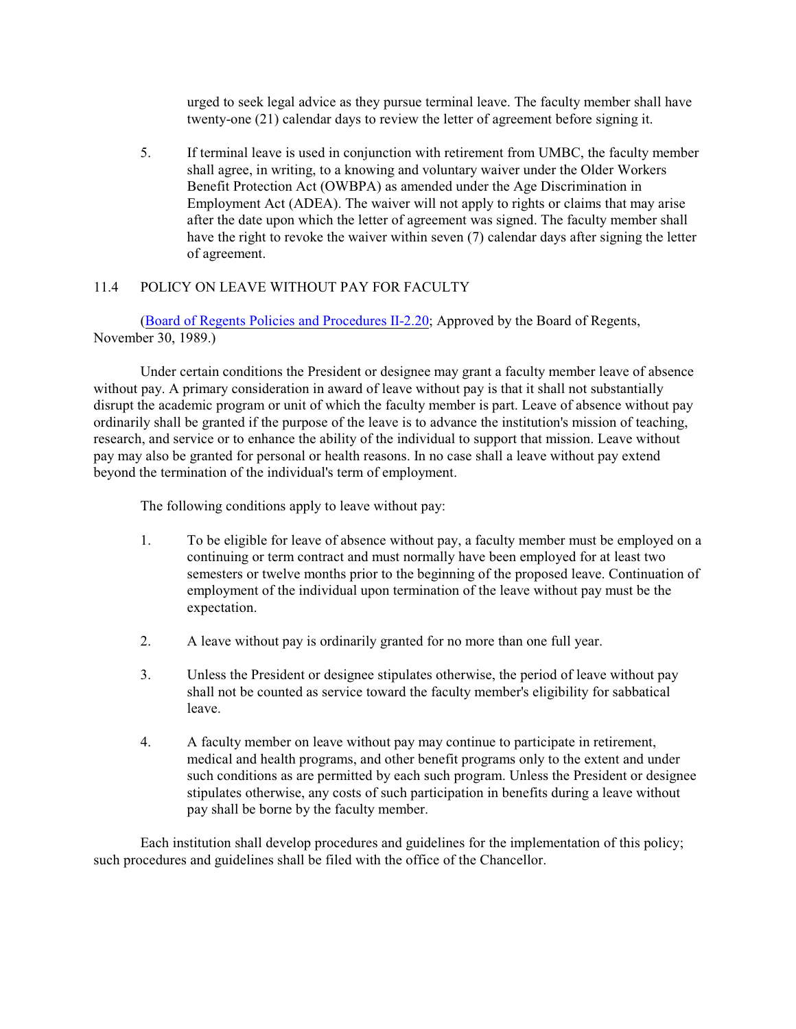urged to seek legal advice as they pursue terminal leave. The faculty member shall have twenty-one (21) calendar days to review the letter of agreement before signing it.

5. If terminal leave is used in conjunction with retirement from UMBC, the faculty member shall agree, in writing, to a knowing and voluntary waiver under the Older Workers Benefit Protection Act (OWBPA) as amended under the Age Discrimination in Employment Act (ADEA). The waiver will not apply to rights or claims that may arise after the date upon which the letter of agreement was signed. The faculty member shall have the right to revoke the waiver within seven (7) calendar days after signing the letter of agreement.

## 11.4 POLICY ON LEAVE WITHOUT PAY FOR FACULTY

(Board of Regents Policies and Procedures II-2.20; Approved by the Board of Regents, November 30, 1989.)

Under certain conditions the President or designee may grant a faculty member leave of absence without pay. A primary consideration in award of leave without pay is that it shall not substantially disrupt the academic program or unit of which the faculty member is part. Leave of absence without pay ordinarily shall be granted if the purpose of the leave is to advance the institution's mission of teaching, research, and service or to enhance the ability of the individual to support that mission. Leave without pay may also be granted for personal or health reasons. In no case shall a leave without pay extend beyond the termination of the individual's term of employment.

The following conditions apply to leave without pay:

1. To be eligible for leave of absence without pay, a faculty member must be employed on a continuing or term contract and must normally have been employed for at least two semesters or twelve months prior to the beginning of the proposed leave. Continuation of employment of the individual upon termination of the leave without pay must be the expectation.

2. A leave without pay is ordinarily granted for no more than one full year.

3. Unless the President or designee stipulates otherwise, the period of leave without pay shall not be counted as service toward the faculty member's eligibility for sabbatical leave.

4. A faculty member on leave without pay may continue to participate in retirement, medical and health programs, and other benefit programs only to the extent and under such conditions as are permitted by each such program. Unless the President or designee stipulates otherwise, any costs of such participation in benefits during a leave without pay shall be borne by the faculty member.

Each institution shall develop procedures and guidelines for the implementation of this policy; such procedures and guidelines shall be filed with the office of the Chancellor.